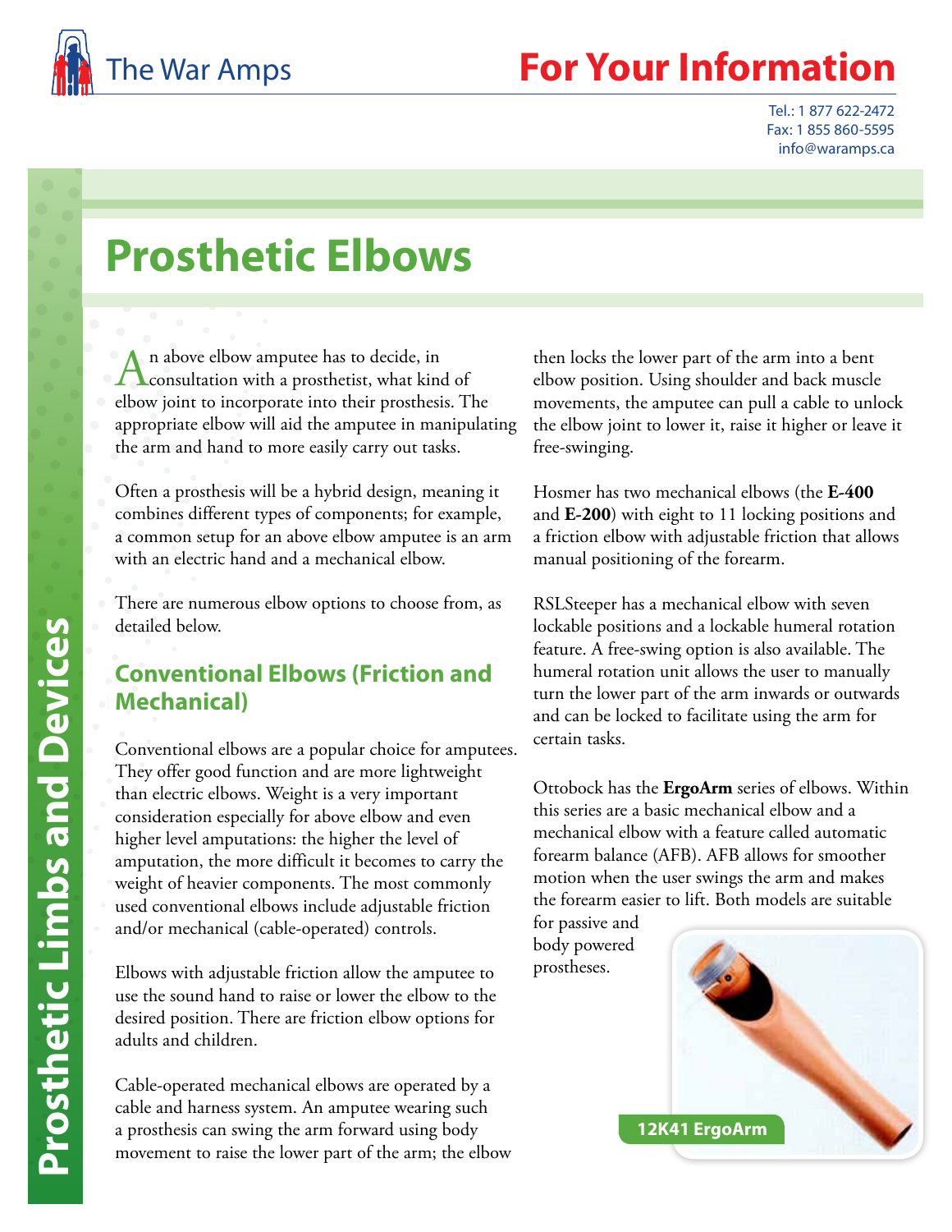# Prosthetic Elbows

An above elbow amputee has to decide, in consultation with a prosthetist, what kind of elbow joint to incorporate into their prosthesis. The appropriate elbow will aid the amputee in manipulating the arm and hand to more easily carry out tasks.

Often a prosthesis will be a hybrid design, meaning it combines different types of components; for example, a common setup for an above elbow amputee is an arm with an electric hand and a mechanical elbow.

There are numerous elbow options to choose from, as detailed below.

## Conventional Elbows (Friction and Mechanical)

Conventional elbows are a popular choice for amputees. They offer good function and are more lightweight than electric elbows. Weight is a very important consideration especially for above elbow and even higher level amputations: the higher the level of amputation, the more difficult it becomes to carry the weight of heavier components. The most commonly used conventional elbows include adjustable friction and/or mechanical (cable-operated) controls.

Elbows with adjustable friction allow the amputee to use the sound hand to raise or lower the elbow to the desired position. There are friction elbow options for adults and children.

Cable-operated mechanical elbows are operated by a cable and harness system. An amputee wearing such a prosthesis can swing the arm forward using body movement to raise the lower part of the arm; the elbow then locks the lower part of the arm into a bent elbow position. Using shoulder and back muscle movements, the amputee can pull a cable to unlock the elbow joint to lower it, raise it higher or leave it free-swinging.

Hosmer has two mechanical elbows (the **E-400** and **E-200**) with eight to 11 locking positions and a friction elbow with adjustable friction that allows manual positioning of the forearm.

RSLSteeper has a mechanical elbow with seven lockable positions and a lockable humeral rotation feature. A free-swing option is also available. The humeral rotation unit allows the user to manually turn the lower part of the arm inwards or outwards and can be locked to facilitate using the arm for certain tasks.

Ottobock has the **ErgoArm** series of elbows. Within this series are a basic mechanical elbow and a mechanical elbow with a feature called automatic forearm balance (AFB). AFB allows for smoother motion when the user swings the arm and makes the forearm easier to lift. Both models are suitable for passive and body powered prostheses.

**12K41 ErgoArm**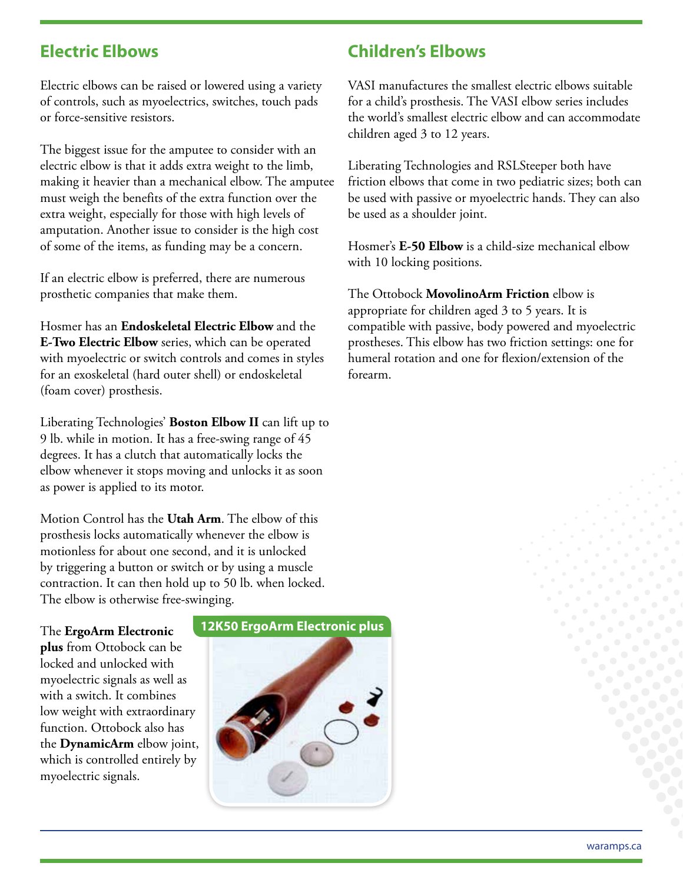## Electric Elbows

Electric elbows can be raised or lowered using a variety of controls, such as myoelectrics, switches, touch pads or force-sensitive resistors.

The biggest issue for the amputee to consider with an electric elbow is that it adds extra weight to the limb, making it heavier than a mechanical elbow. The amputee must weigh the benefits of the extra function over the extra weight, especially for those with high levels of amputation. Another issue to consider is the high cost of some of the items, as funding may be a concern.

If an electric elbow is preferred, there are numerous prosthetic companies that make them.

Hosmer has an **Endoskeletal Electric Elbow** and the **E-Two Electric Elbow** series, which can be operated with myoelectric or switch controls and comes in styles for an exoskeletal (hard outer shell) or endoskeletal (foam cover) prosthesis.

Liberating Technologies' **Boston Elbow II** can lift up to 9 lb. while in motion. It has a free-swing range of 45 degrees. It has a clutch that automatically locks the elbow whenever it stops moving and unlocks it as soon as power is applied to its motor.

Motion Control has the **Utah Arm**. The elbow of this prosthesis locks automatically whenever the elbow is motionless for about one second, and it is unlocked by triggering a button or switch or by using a muscle contraction. It can then hold up to 50 lb. when locked. The elbow is otherwise free-swinging.

The **ErgoArm Electronic plus** from Ottobock can be locked and unlocked with myoelectric signals as well as with a switch. It combines low weight with extraordinary function. Ottobock also has the **DynamicArm** elbow joint, which is controlled entirely by myoelectric signals.

12K50 ErgoArm Electronic plus

## Children's Elbows

VASI manufactures the smallest electric elbows suitable for a child's prosthesis. The VASI elbow series includes the world's smallest electric elbow and can accommodate children aged 3 to 12 years.

Liberating Technologies and RSLSteeper both have friction elbows that come in two pediatric sizes; both can be used with passive or myoelectric hands. They can also be used as a shoulder joint.

Hosmer's **E-50 Elbow** is a child-size mechanical elbow with 10 locking positions.

The Ottobock **MovolinoArm Friction** elbow is appropriate for children aged 3 to 5 years. It is compatible with passive, body powered and myoelectric prostheses. This elbow has two friction settings: one for humeral rotation and one for flexion/extension of the forearm.